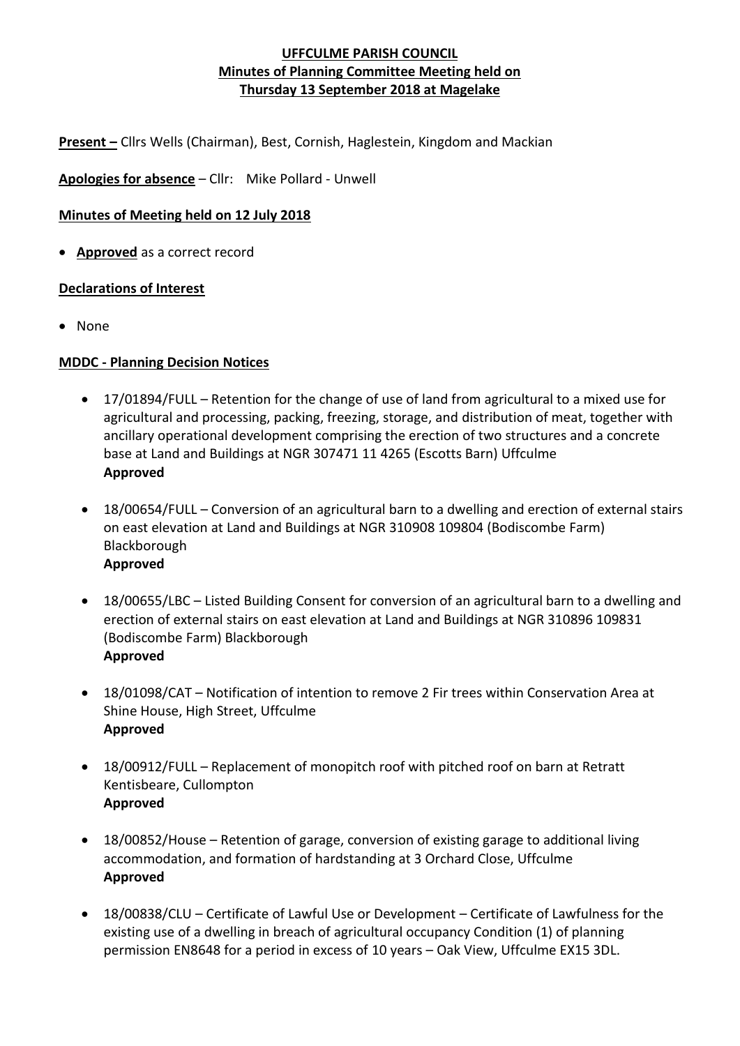**UFFCULME PARISH COUNCIL**
**Minutes of Planning Committee Meeting held on**
**Thursday 13 September 2018 at Magelake**

**Present –** Cllrs Wells (Chairman), Best, Cornish, Haglestein, Kingdom and Mackian

**Apologies for absence** – Cllr: Mike Pollard - Unwell

**Minutes of Meeting held on 12 July 2018**

- **Approved** as a correct record

**Declarations of Interest**

- None

**MDDC - Planning Decision Notices**

- 17/01894/FULL – Retention for the change of use of land from agricultural to a mixed use for agricultural and processing, packing, freezing, storage, and distribution of meat, together with ancillary operational development comprising the erection of two structures and a concrete base at Land and Buildings at NGR 307471 11 4265 (Escotts Barn) Uffculme
  **Approved**

- 18/00654/FULL – Conversion of an agricultural barn to a dwelling and erection of external stairs on east elevation at Land and Buildings at NGR 310908 109804 (Bodiscombe Farm) Blackborough
  **Approved**

- 18/00655/LBC – Listed Building Consent for conversion of an agricultural barn to a dwelling and erection of external stairs on east elevation at Land and Buildings at NGR 310896 109831 (Bodiscombe Farm) Blackborough
  **Approved**

- 18/01098/CAT – Notification of intention to remove 2 Fir trees within Conservation Area at Shine House, High Street, Uffculme
  **Approved**

- 18/00912/FULL – Replacement of monopitch roof with pitched roof on barn at Retratt Kentisbeare, Cullompton
  **Approved**

- 18/00852/House – Retention of garage, conversion of existing garage to additional living accommodation, and formation of hardstanding at 3 Orchard Close, Uffculme
  **Approved**

- 18/00838/CLU – Certificate of Lawful Use or Development – Certificate of Lawfulness for the existing use of a dwelling in breach of agricultural occupancy Condition (1) of planning permission EN8648 for a period in excess of 10 years – Oak View, Uffculme EX15 3DL.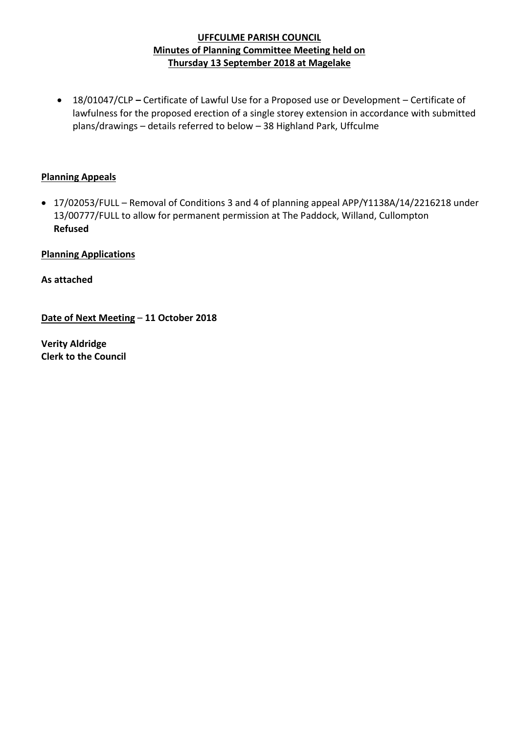**UFFCULME PARISH COUNCIL**
**Minutes of Planning Committee Meeting held on**
**Thursday 13 September 2018 at Magelake**

- 18/01047/CLP **–** Certificate of Lawful Use for a Proposed use or Development – Certificate of lawfulness for the proposed erection of a single storey extension in accordance with submitted plans/drawings – details referred to below – 38 Highland Park, Uffculme

**Planning Appeals**

- 17/02053/FULL – Removal of Conditions 3 and 4 of planning appeal APP/Y1138A/14/2216218 under 13/00777/FULL to allow for permanent permission at The Paddock, Willand, Cullompton
  **Refused**

**Planning Applications**

**As attached**

**Date of Next Meeting** – **11 October 2018**

**Verity Aldridge**
**Clerk to the Council**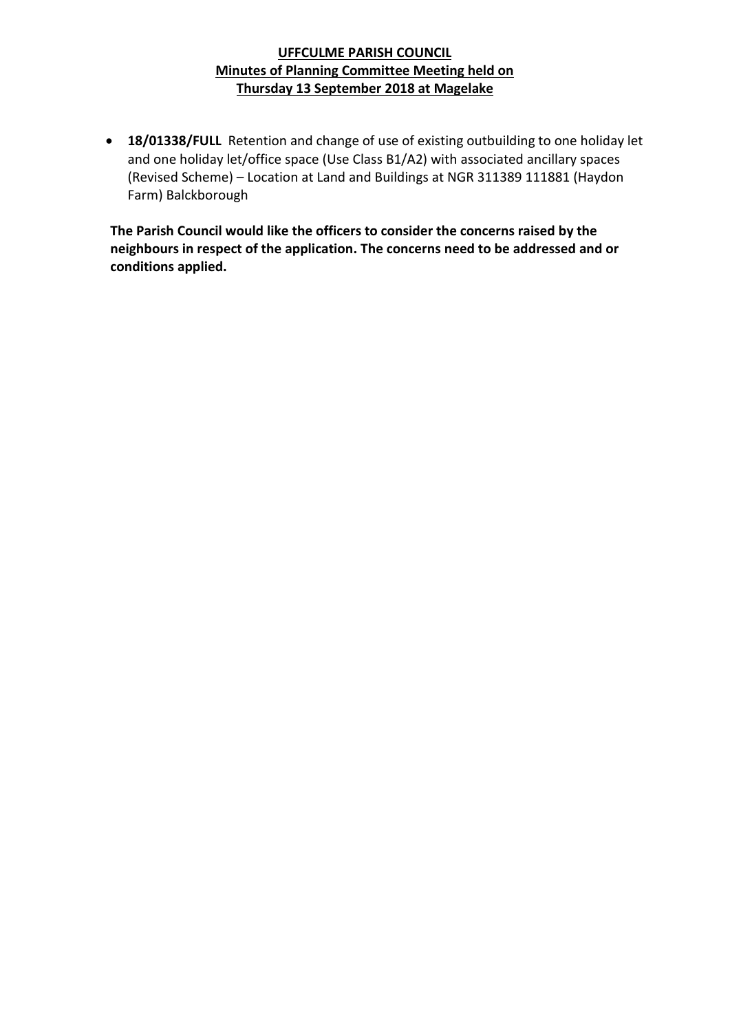**UFFCULME PARISH COUNCIL**
**Minutes of Planning Committee Meeting held on**
**Thursday 13 September 2018 at Magelake**

- **18/01338/FULL** Retention and change of use of existing outbuilding to one holiday let and one holiday let/office space (Use Class B1/A2) with associated ancillary spaces (Revised Scheme) – Location at Land and Buildings at NGR 311389 111881 (Haydon Farm) Balckborough

**The Parish Council would like the officers to consider the concerns raised by the neighbours in respect of the application. The concerns need to be addressed and or conditions applied.**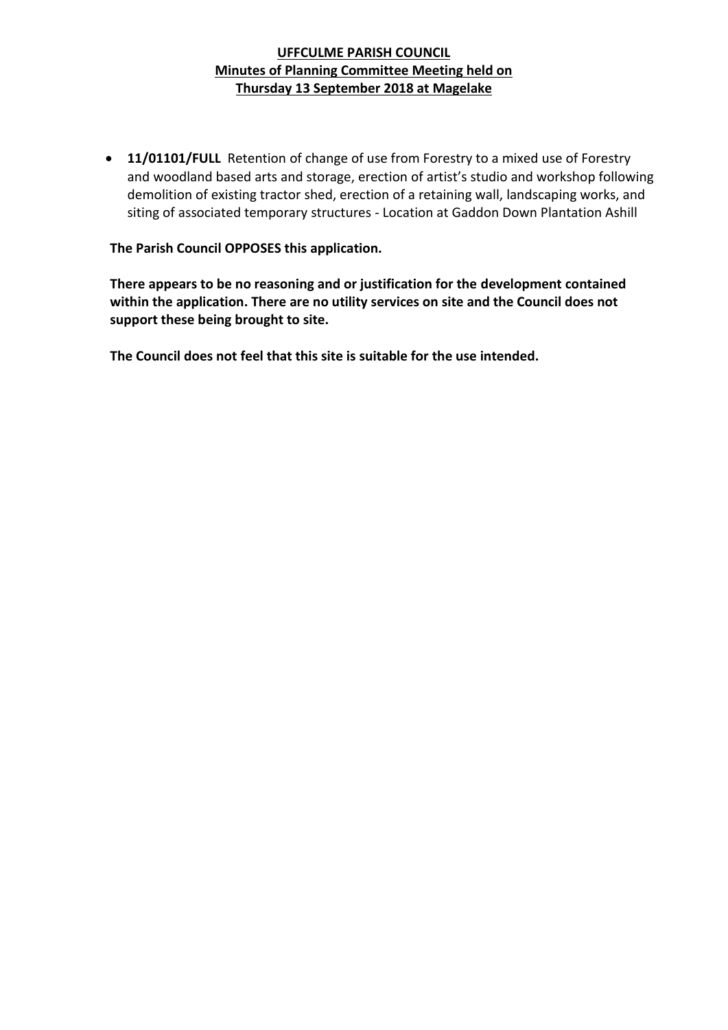**UFFCULME PARISH COUNCIL**
**Minutes of Planning Committee Meeting held on**
**Thursday 13 September 2018 at Magelake**

- **11/01101/FULL** Retention of change of use from Forestry to a mixed use of Forestry and woodland based arts and storage, erection of artist's studio and workshop following demolition of existing tractor shed, erection of a retaining wall, landscaping works, and siting of associated temporary structures - Location at Gaddon Down Plantation Ashill

**The Parish Council OPPOSES this application.**

**There appears to be no reasoning and or justification for the development contained within the application. There are no utility services on site and the Council does not support these being brought to site.**

**The Council does not feel that this site is suitable for the use intended.**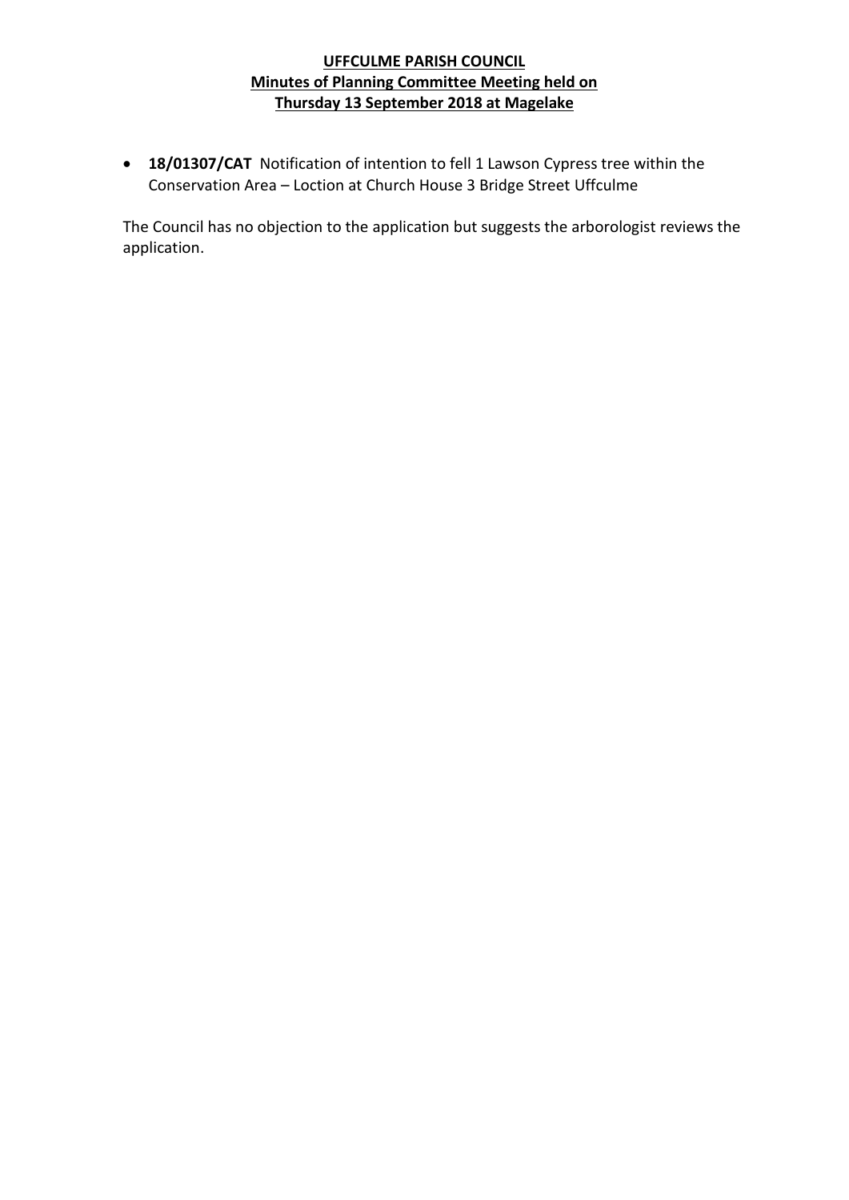**UFFCULME PARISH COUNCIL**
**Minutes of Planning Committee Meeting held on**
**Thursday 13 September 2018 at Magelake**

- **18/01307/CAT** Notification of intention to fell 1 Lawson Cypress tree within the Conservation Area – Loction at Church House 3 Bridge Street Uffculme

The Council has no objection to the application but suggests the arborologist reviews the application.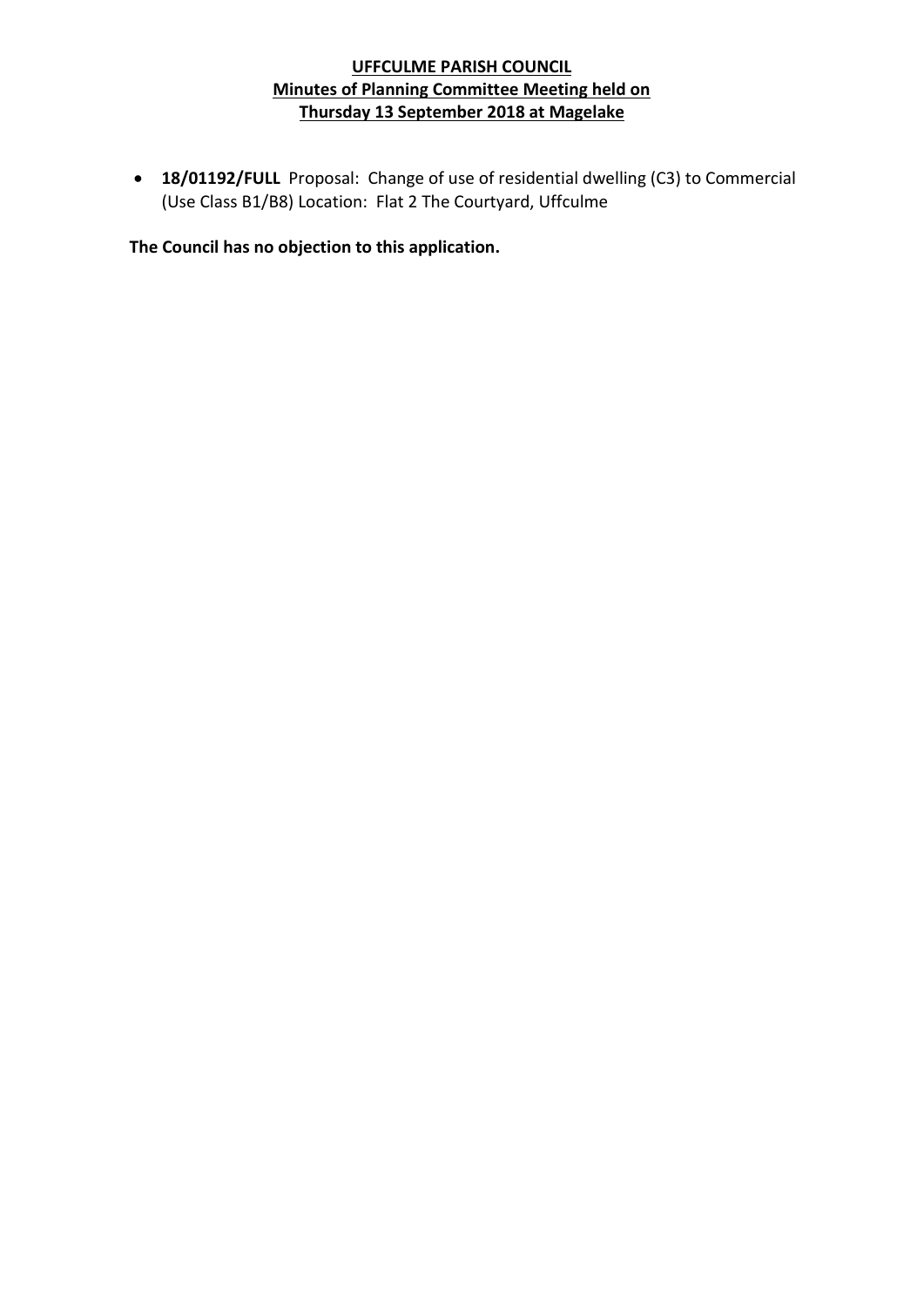**UFFCULME PARISH COUNCIL**
**Minutes of Planning Committee Meeting held on**
**Thursday 13 September 2018 at Magelake**

- **18/01192/FULL** Proposal: Change of use of residential dwelling (C3) to Commercial (Use Class B1/B8) Location: Flat 2 The Courtyard, Uffculme

**The Council has no objection to this application.**